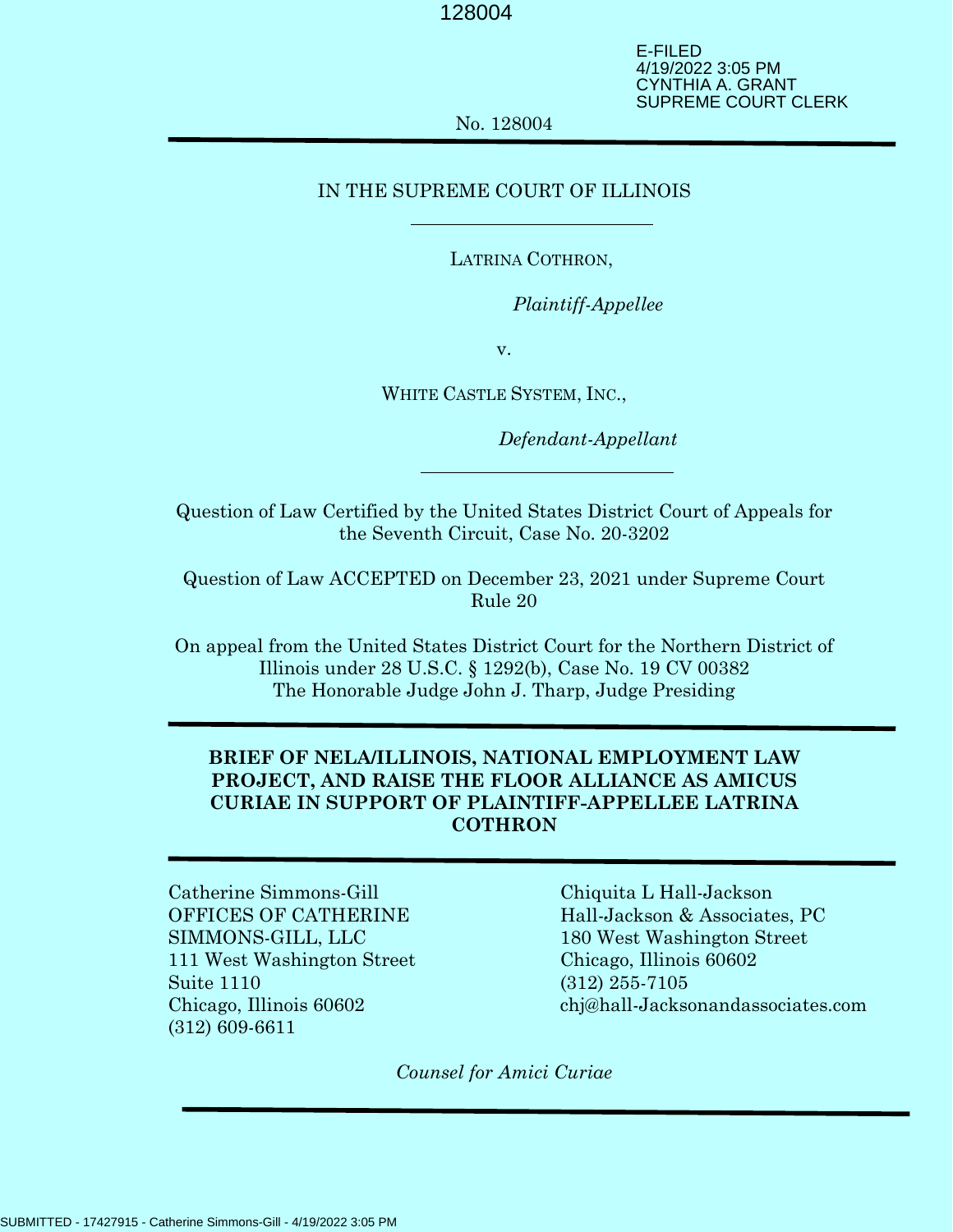E-FILED
4/19/2022 3:05 PM
CYNTHIA A. GRANT
SUPREME COURT CLERK

No. 128004

IN THE SUPREME COURT OF ILLINOIS

LATRINA COTHRON,

*Plaintiff-Appellee*

v.

WHITE CASTLE SYSTEM, INC.,

*Defendant-Appellant*

Question of Law Certified by the United States District Court of Appeals for the Seventh Circuit, Case No. 20-3202

Question of Law ACCEPTED on December 23, 2021 under Supreme Court Rule 20

On appeal from the United States District Court for the Northern District of Illinois under 28 U.S.C. § 1292(b), Case No. 19 CV 00382
The Honorable Judge John J. Tharp, Judge Presiding

**BRIEF OF NELA/ILLINOIS, NATIONAL EMPLOYMENT LAW PROJECT, AND RAISE THE FLOOR ALLIANCE AS AMICUS CURIAE IN SUPPORT OF PLAINTIFF-APPELLEE LATRINA COTHRON**

Catherine Simmons-Gill
OFFICES OF CATHERINE SIMMONS-GILL, LLC
111 West Washington Street
Suite 1110
Chicago, Illinois 60602
(312) 609-6611

Chiquita L Hall-Jackson
Hall-Jackson & Associates, PC
180 West Washington Street
Chicago, Illinois 60602
(312) 255-7105
chj@hall-Jacksonandassociates.com

*Counsel for Amici Curiae*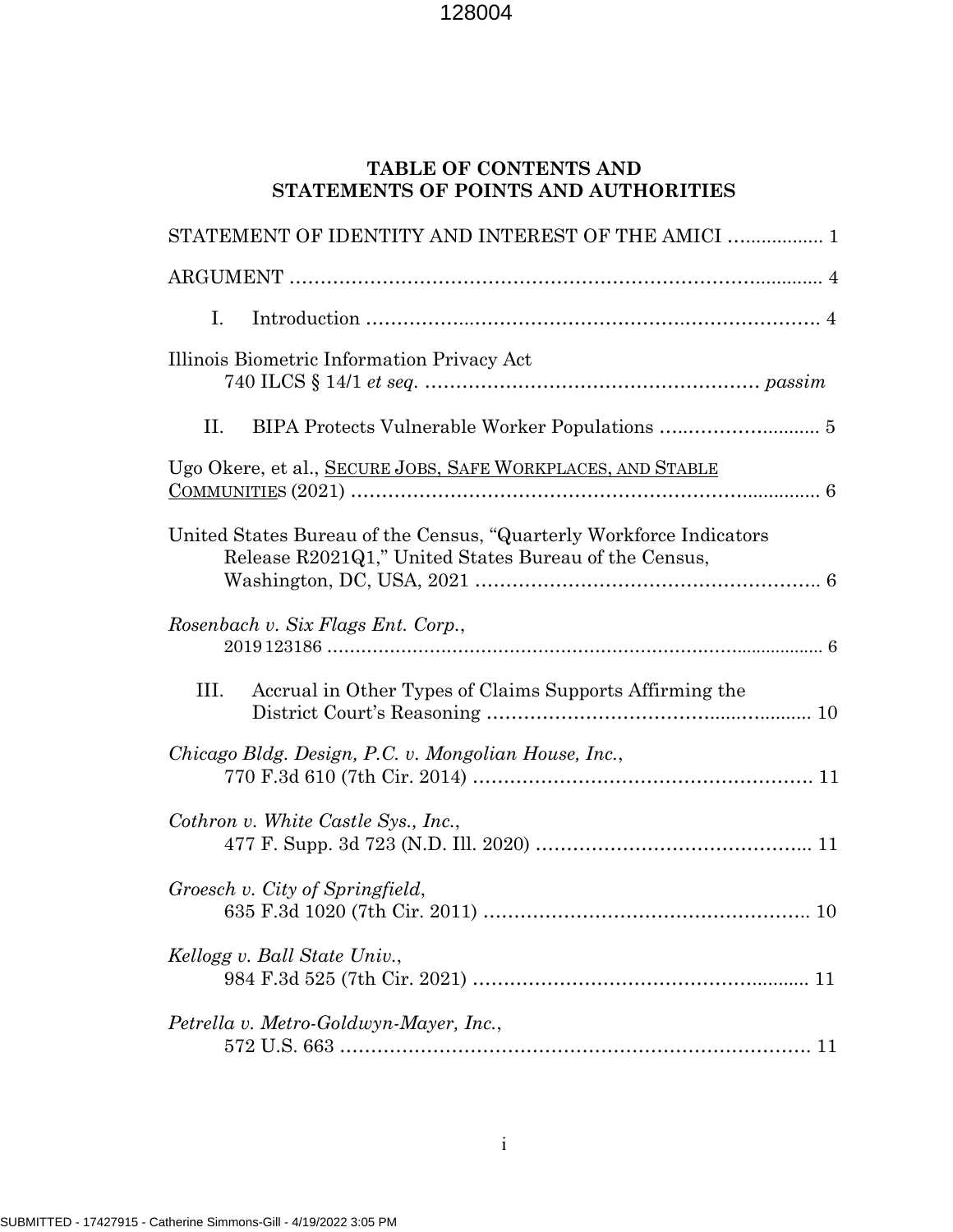**TABLE OF CONTENTS AND STATEMENTS OF POINTS AND AUTHORITIES**

STATEMENT OF IDENTITY AND INTEREST OF THE AMICI .................. 1

ARGUMENT ..................................................................................... 4

I. Introduction ..................................................................... 4

Illinois Biometric Information Privacy Act
740 ILCS § 14/1 *et seq.* ................................................ *passim*

II. BIPA Protects Vulnerable Worker Populations ............................ 5

Ugo Okere, et al., SECURE JOBS, SAFE WORKPLACES, AND STABLE COMMUNITIES (2021) ..................................................................... 6

United States Bureau of the Census, "Quarterly Workforce Indicators Release R2021Q1," United States Bureau of the Census, Washington, DC, USA, 2021 .................................................. 6

*Rosenbach v. Six Flags Ent. Corp.*,
2019 123186 .................................................................................. 6

III. Accrual in Other Types of Claims Supports Affirming the District Court's Reasoning ................................................ 10

*Chicago Bldg. Design, P.C. v. Mongolian House, Inc.*,
770 F.3d 610 (7th Cir. 2014) ................................................. 11

*Cothron v. White Castle Sys., Inc.*,
477 F. Supp. 3d 723 (N.D. Ill. 2020) ........................................ 11

*Groesch v. City of Springfield*,
635 F.3d 1020 (7th Cir. 2011) ................................................ 10

*Kellogg v. Ball State Univ.*,
984 F.3d 525 (7th Cir. 2021) ................................................. 11

*Petrella v. Metro-Goldwyn-Mayer, Inc.*,
572 U.S. 663 ............................................................................ 11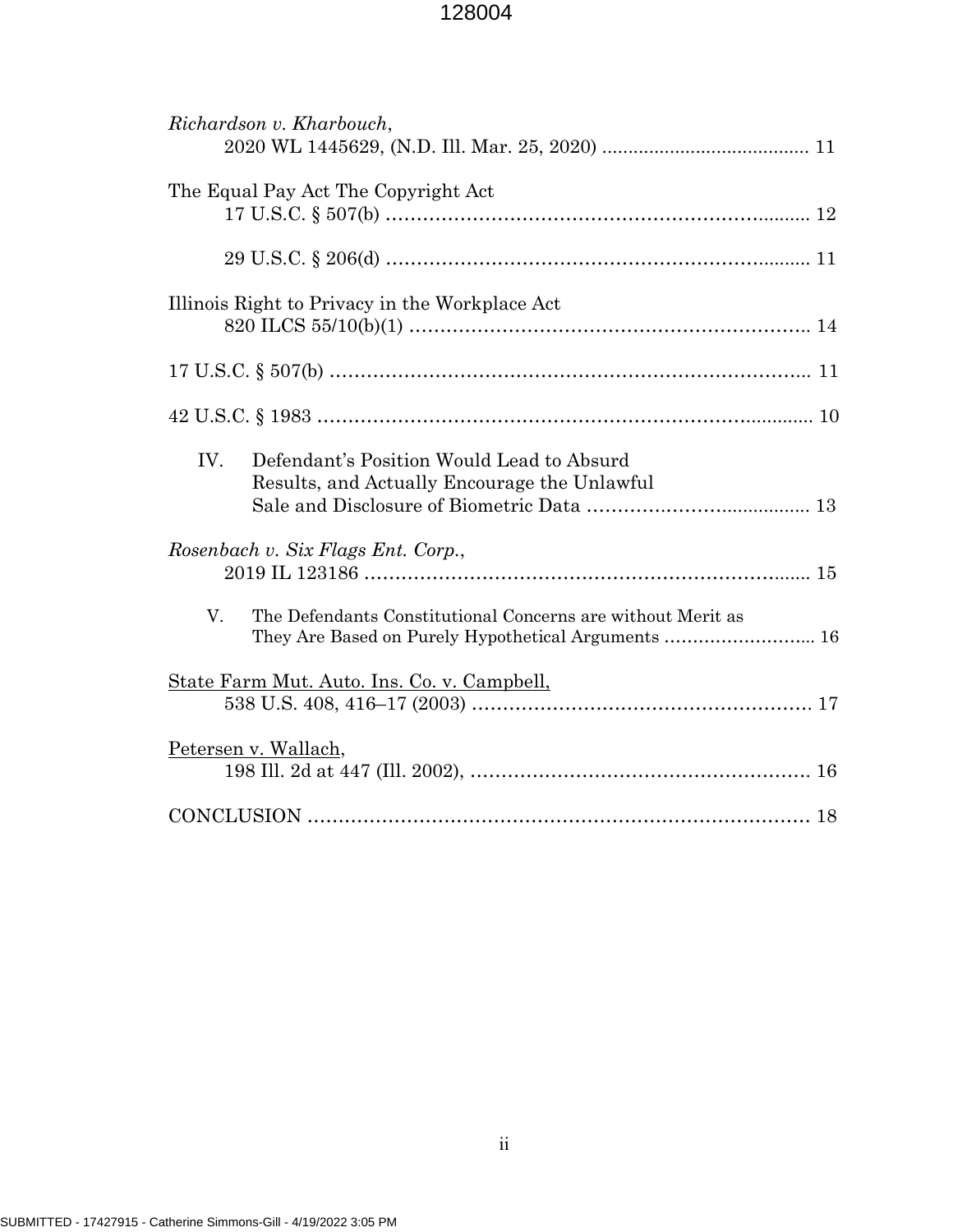*Richardson v. Kharbouch*,
2020 WL 1445629, (N.D. Ill. Mar. 25, 2020) ........................................ 11

The Equal Pay Act The Copyright Act
17 U.S.C. § 507(b) …………………………………………………….......... 12

29 U.S.C. § 206(d) …………………………………………………….......... 11

Illinois Right to Privacy in the Workplace Act
820 ILCS 55/10(b)(1) ……………………………………………………….. 14

17 U.S.C. § 507(b) ………………………………………………………………….. 11

42 U.S.C. § 1983 ……………………………………………………….................. 10

IV. Defendant's Position Would Lead to Absurd Results, and Actually Encourage the Unlawful Sale and Disclosure of Biometric Data …………………................... 13

*Rosenbach v. Six Flags Ent. Corp.*,
2019 IL 123186 ……………………………………………………………....... 15

V. The Defendants Constitutional Concerns are without Merit as They Are Based on Purely Hypothetical Arguments …………………….... 16

State Farm Mut. Auto. Ins. Co. v. Campbell,
538 U.S. 408, 416–17 (2003) ……………………………………………… 17

Petersen v. Wallach,
198 Ill. 2d at 447 (Ill. 2002), ……………………………………………… 16

CONCLUSION ……………………………………………………………………… 18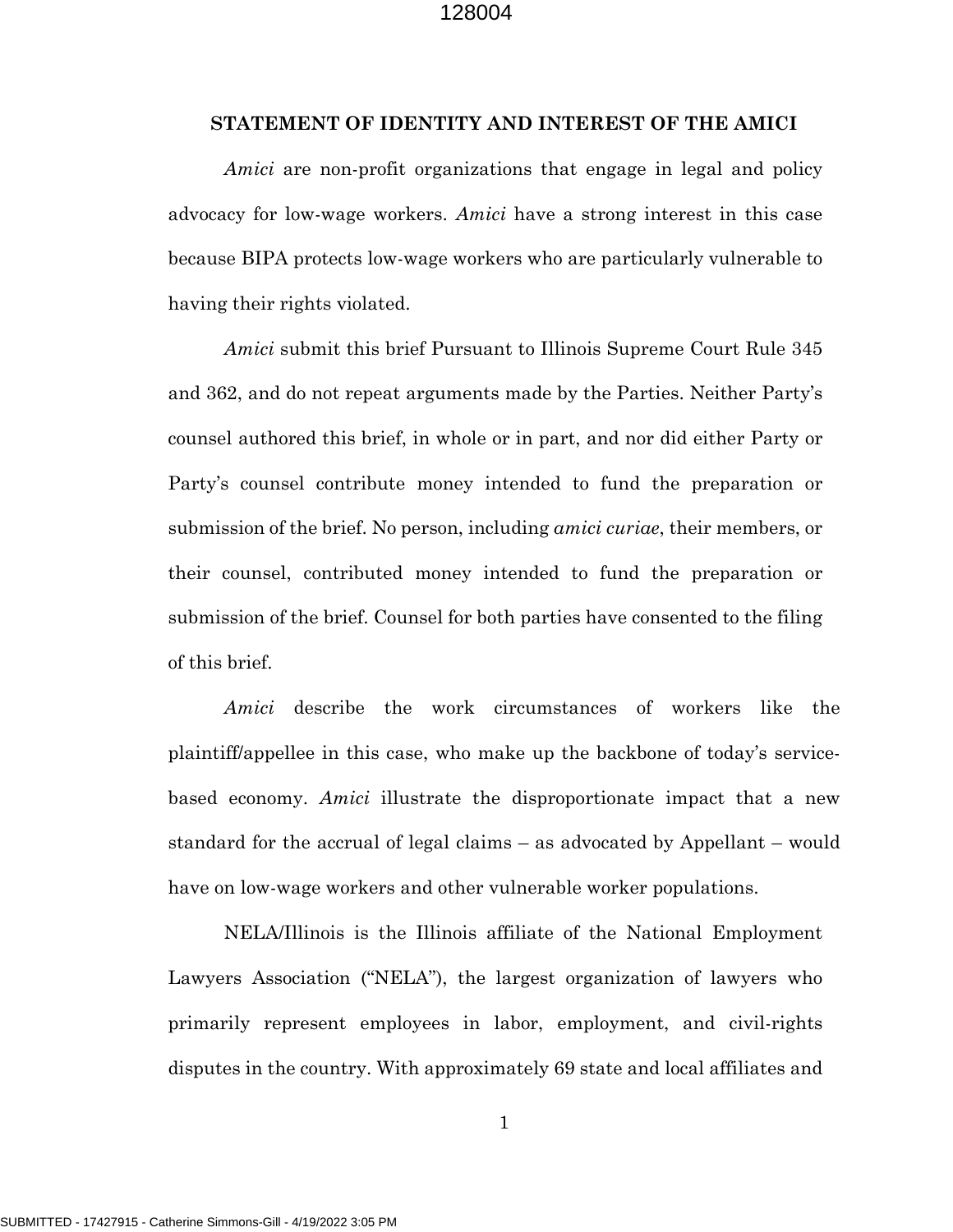## STATEMENT OF IDENTITY AND INTEREST OF THE AMICI

*Amici* are non-profit organizations that engage in legal and policy advocacy for low-wage workers. *Amici* have a strong interest in this case because BIPA protects low-wage workers who are particularly vulnerable to having their rights violated.

*Amici* submit this brief Pursuant to Illinois Supreme Court Rule 345 and 362, and do not repeat arguments made by the Parties. Neither Party's counsel authored this brief, in whole or in part, and nor did either Party or Party's counsel contribute money intended to fund the preparation or submission of the brief. No person, including *amici curiae*, their members, or their counsel, contributed money intended to fund the preparation or submission of the brief. Counsel for both parties have consented to the filing of this brief.

*Amici* describe the work circumstances of workers like the plaintiff/appellee in this case, who make up the backbone of today's service-based economy. *Amici* illustrate the disproportionate impact that a new standard for the accrual of legal claims – as advocated by Appellant – would have on low-wage workers and other vulnerable worker populations.

NELA/Illinois is the Illinois affiliate of the National Employment Lawyers Association ("NELA"), the largest organization of lawyers who primarily represent employees in labor, employment, and civil-rights disputes in the country. With approximately 69 state and local affiliates and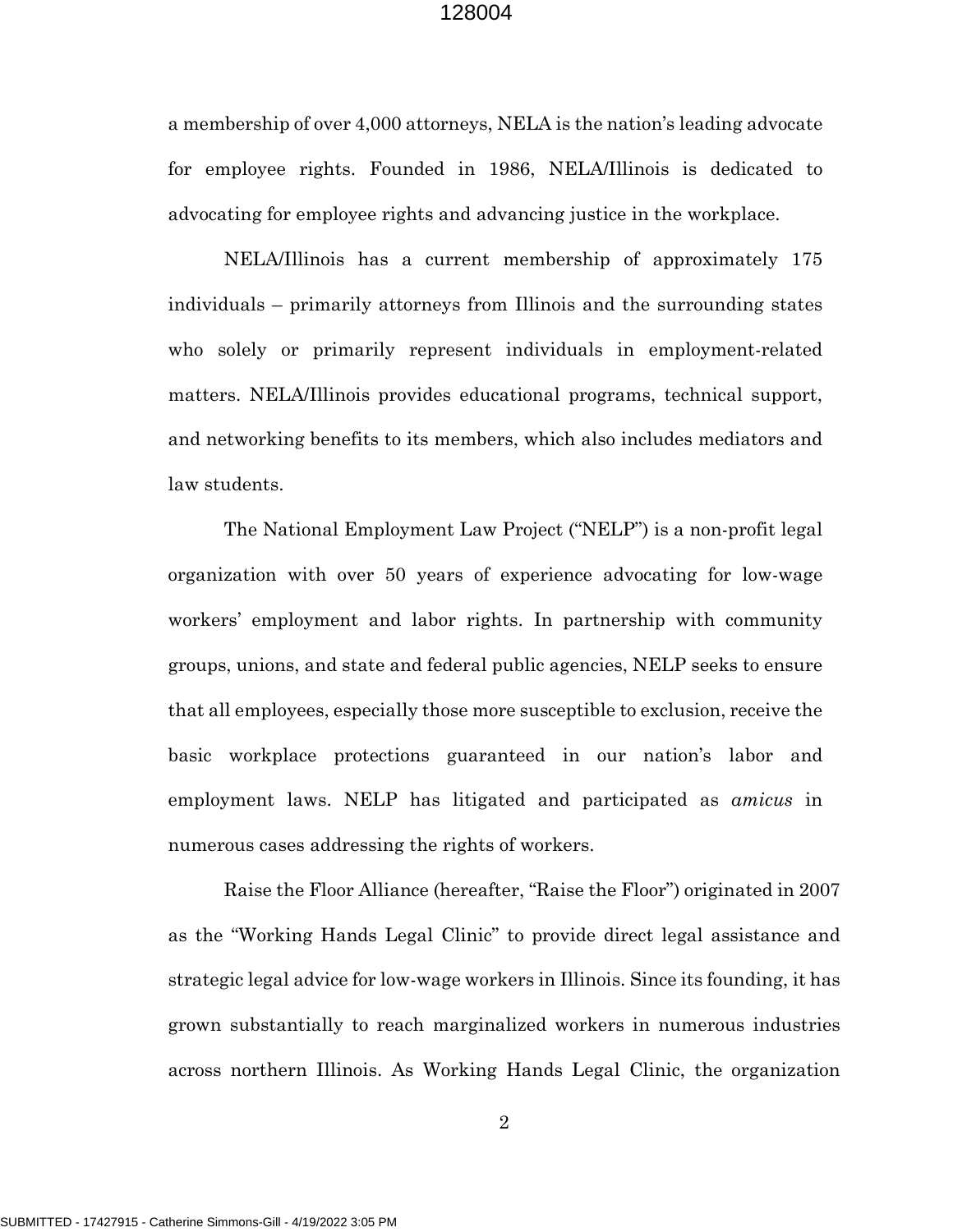a membership of over 4,000 attorneys, NELA is the nation's leading advocate for employee rights. Founded in 1986, NELA/Illinois is dedicated to advocating for employee rights and advancing justice in the workplace.

NELA/Illinois has a current membership of approximately 175 individuals – primarily attorneys from Illinois and the surrounding states who solely or primarily represent individuals in employment-related matters. NELA/Illinois provides educational programs, technical support, and networking benefits to its members, which also includes mediators and law students.

The National Employment Law Project ("NELP") is a non-profit legal organization with over 50 years of experience advocating for low-wage workers' employment and labor rights. In partnership with community groups, unions, and state and federal public agencies, NELP seeks to ensure that all employees, especially those more susceptible to exclusion, receive the basic workplace protections guaranteed in our nation's labor and employment laws. NELP has litigated and participated as *amicus* in numerous cases addressing the rights of workers.

Raise the Floor Alliance (hereafter, "Raise the Floor") originated in 2007 as the "Working Hands Legal Clinic" to provide direct legal assistance and strategic legal advice for low-wage workers in Illinois. Since its founding, it has grown substantially to reach marginalized workers in numerous industries across northern Illinois. As Working Hands Legal Clinic, the organization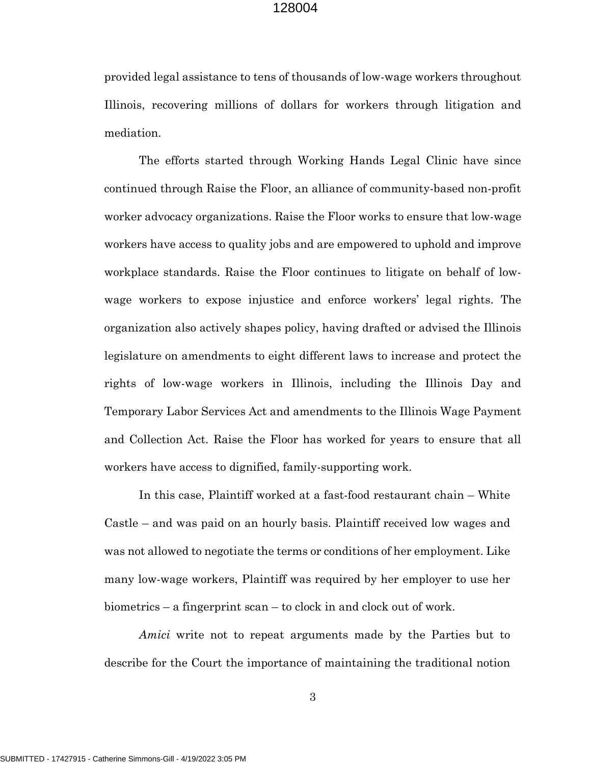provided legal assistance to tens of thousands of low-wage workers throughout Illinois, recovering millions of dollars for workers through litigation and mediation.

The efforts started through Working Hands Legal Clinic have since continued through Raise the Floor, an alliance of community-based non-profit worker advocacy organizations. Raise the Floor works to ensure that low-wage workers have access to quality jobs and are empowered to uphold and improve workplace standards. Raise the Floor continues to litigate on behalf of low-wage workers to expose injustice and enforce workers' legal rights. The organization also actively shapes policy, having drafted or advised the Illinois legislature on amendments to eight different laws to increase and protect the rights of low-wage workers in Illinois, including the Illinois Day and Temporary Labor Services Act and amendments to the Illinois Wage Payment and Collection Act. Raise the Floor has worked for years to ensure that all workers have access to dignified, family-supporting work.

In this case, Plaintiff worked at a fast-food restaurant chain – White Castle – and was paid on an hourly basis. Plaintiff received low wages and was not allowed to negotiate the terms or conditions of her employment. Like many low-wage workers, Plaintiff was required by her employer to use her biometrics – a fingerprint scan – to clock in and clock out of work.

*Amici* write not to repeat arguments made by the Parties but to describe for the Court the importance of maintaining the traditional notion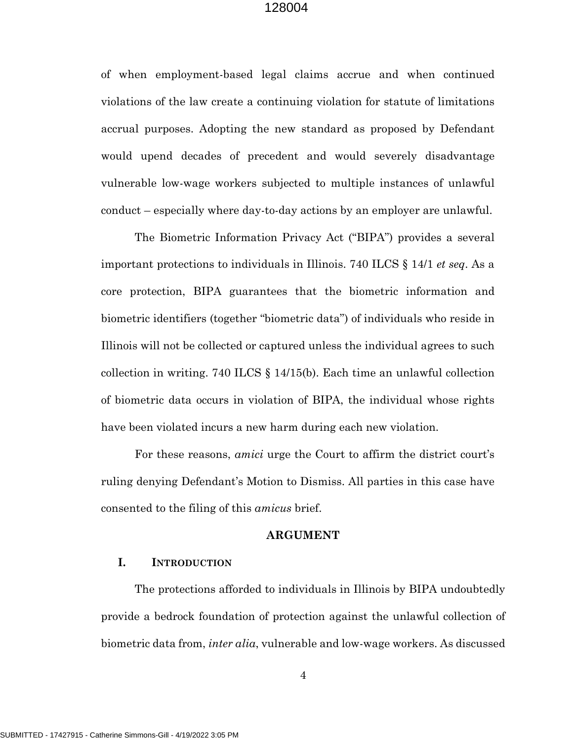of when employment-based legal claims accrue and when continued violations of the law create a continuing violation for statute of limitations accrual purposes. Adopting the new standard as proposed by Defendant would upend decades of precedent and would severely disadvantage vulnerable low-wage workers subjected to multiple instances of unlawful conduct – especially where day-to-day actions by an employer are unlawful.

The Biometric Information Privacy Act ("BIPA") provides a several important protections to individuals in Illinois. 740 ILCS § 14/1 *et seq*. As a core protection, BIPA guarantees that the biometric information and biometric identifiers (together "biometric data") of individuals who reside in Illinois will not be collected or captured unless the individual agrees to such collection in writing. 740 ILCS § 14/15(b). Each time an unlawful collection of biometric data occurs in violation of BIPA, the individual whose rights have been violated incurs a new harm during each new violation.

For these reasons, *amici* urge the Court to affirm the district court's ruling denying Defendant's Motion to Dismiss. All parties in this case have consented to the filing of this *amicus* brief.

## ARGUMENT

### I. INTRODUCTION

The protections afforded to individuals in Illinois by BIPA undoubtedly provide a bedrock foundation of protection against the unlawful collection of biometric data from, *inter alia*, vulnerable and low-wage workers. As discussed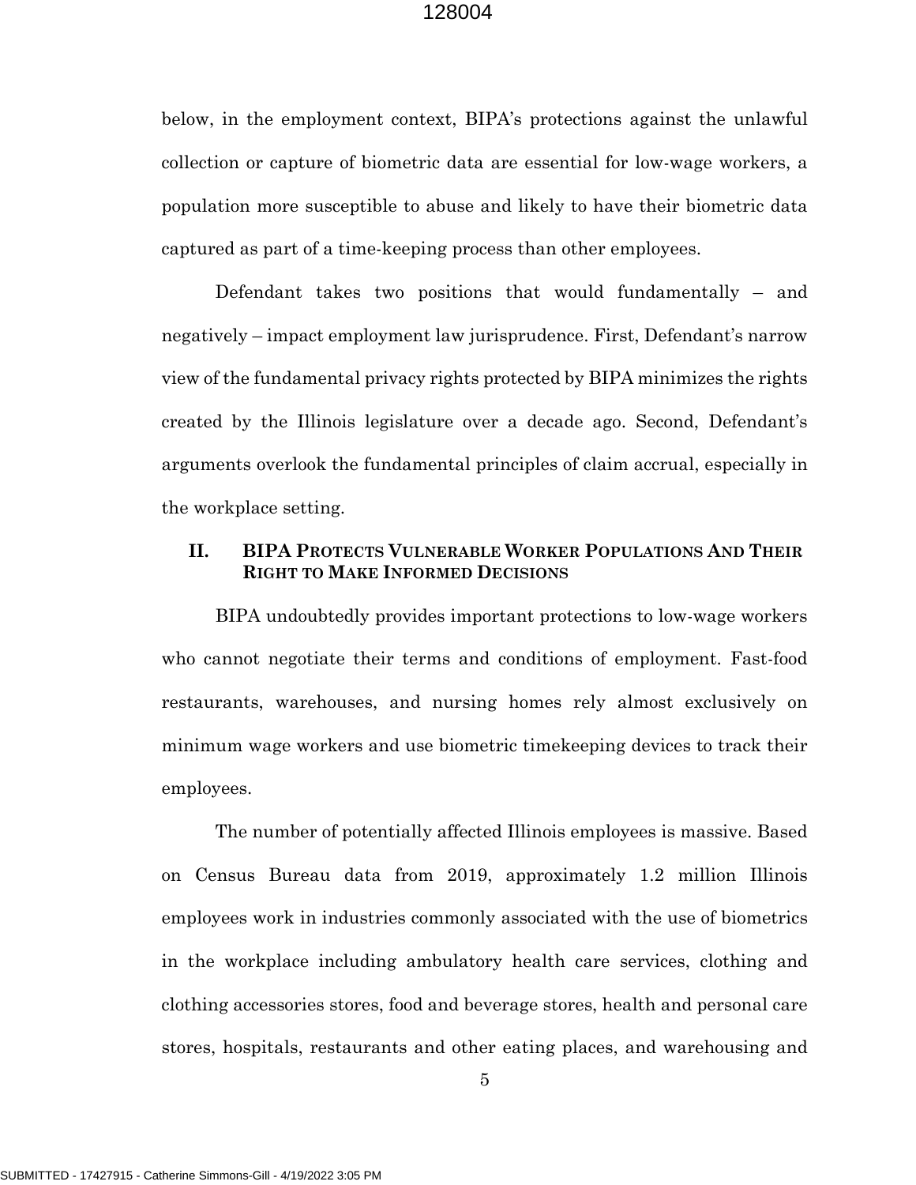below, in the employment context, BIPA's protections against the unlawful collection or capture of biometric data are essential for low-wage workers, a population more susceptible to abuse and likely to have their biometric data captured as part of a time-keeping process than other employees.

Defendant takes two positions that would fundamentally – and negatively – impact employment law jurisprudence. First, Defendant's narrow view of the fundamental privacy rights protected by BIPA minimizes the rights created by the Illinois legislature over a decade ago. Second, Defendant's arguments overlook the fundamental principles of claim accrual, especially in the workplace setting.

## II. BIPA PROTECTS VULNERABLE WORKER POPULATIONS AND THEIR RIGHT TO MAKE INFORMED DECISIONS

BIPA undoubtedly provides important protections to low-wage workers who cannot negotiate their terms and conditions of employment. Fast-food restaurants, warehouses, and nursing homes rely almost exclusively on minimum wage workers and use biometric timekeeping devices to track their employees.

The number of potentially affected Illinois employees is massive. Based on Census Bureau data from 2019, approximately 1.2 million Illinois employees work in industries commonly associated with the use of biometrics in the workplace including ambulatory health care services, clothing and clothing accessories stores, food and beverage stores, health and personal care stores, hospitals, restaurants and other eating places, and warehousing and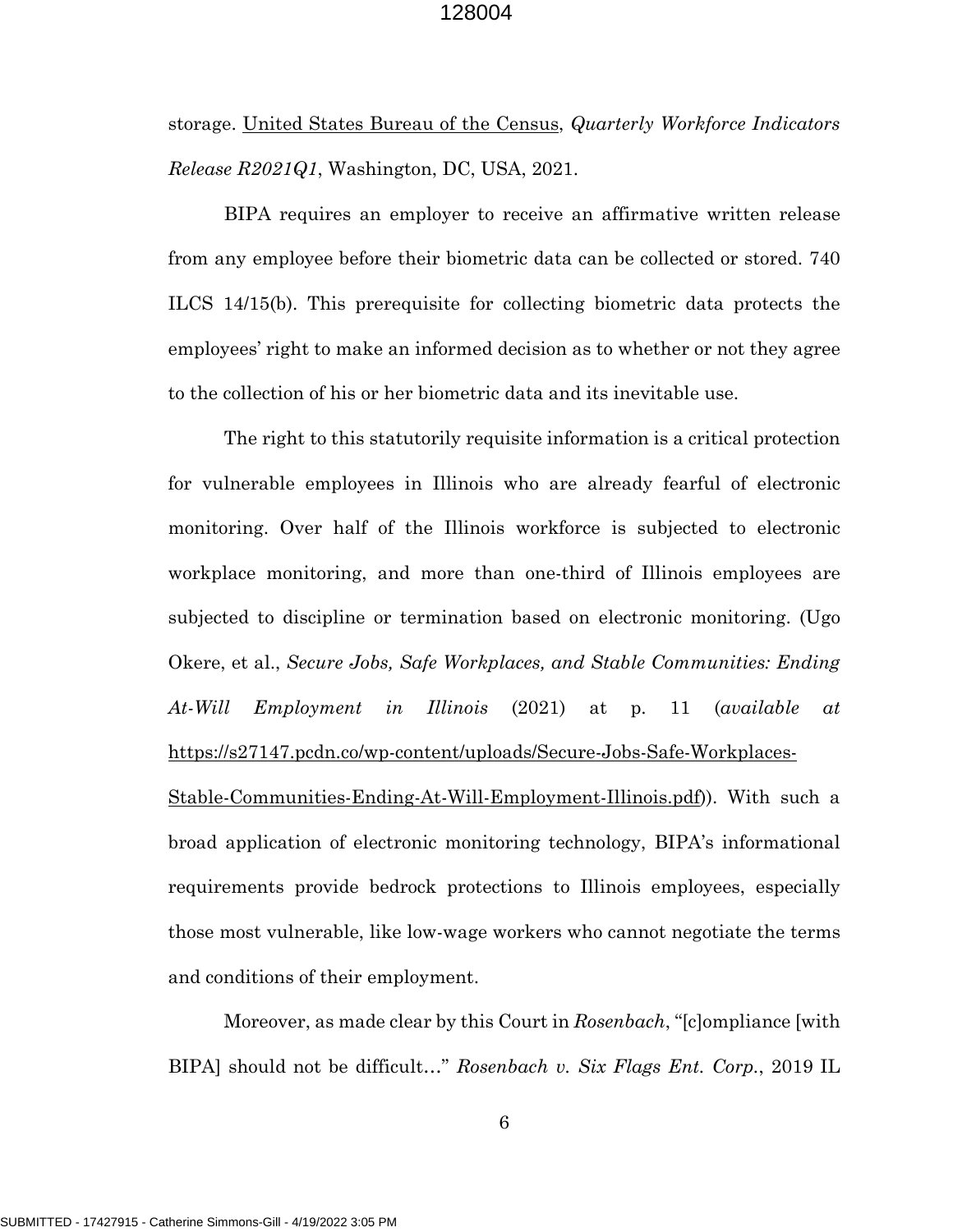storage. United States Bureau of the Census, *Quarterly Workforce Indicators Release R2021Q1*, Washington, DC, USA, 2021.

BIPA requires an employer to receive an affirmative written release from any employee before their biometric data can be collected or stored. 740 ILCS 14/15(b). This prerequisite for collecting biometric data protects the employees' right to make an informed decision as to whether or not they agree to the collection of his or her biometric data and its inevitable use.

The right to this statutorily requisite information is a critical protection for vulnerable employees in Illinois who are already fearful of electronic monitoring. Over half of the Illinois workforce is subjected to electronic workplace monitoring, and more than one-third of Illinois employees are subjected to discipline or termination based on electronic monitoring. (Ugo Okere, et al., *Secure Jobs, Safe Workplaces, and Stable Communities: Ending At-Will Employment in Illinois* (2021) at p. 11 (*available at* https://s27147.pcdn.co/wp-content/uploads/Secure-Jobs-Safe-Workplaces-Stable-Communities-Ending-At-Will-Employment-Illinois.pdf)). With such a broad application of electronic monitoring technology, BIPA's informational requirements provide bedrock protections to Illinois employees, especially those most vulnerable, like low-wage workers who cannot negotiate the terms and conditions of their employment.

Moreover, as made clear by this Court in *Rosenbach*, "[c]ompliance [with BIPA] should not be difficult…" *Rosenbach v. Six Flags Ent. Corp.*, 2019 IL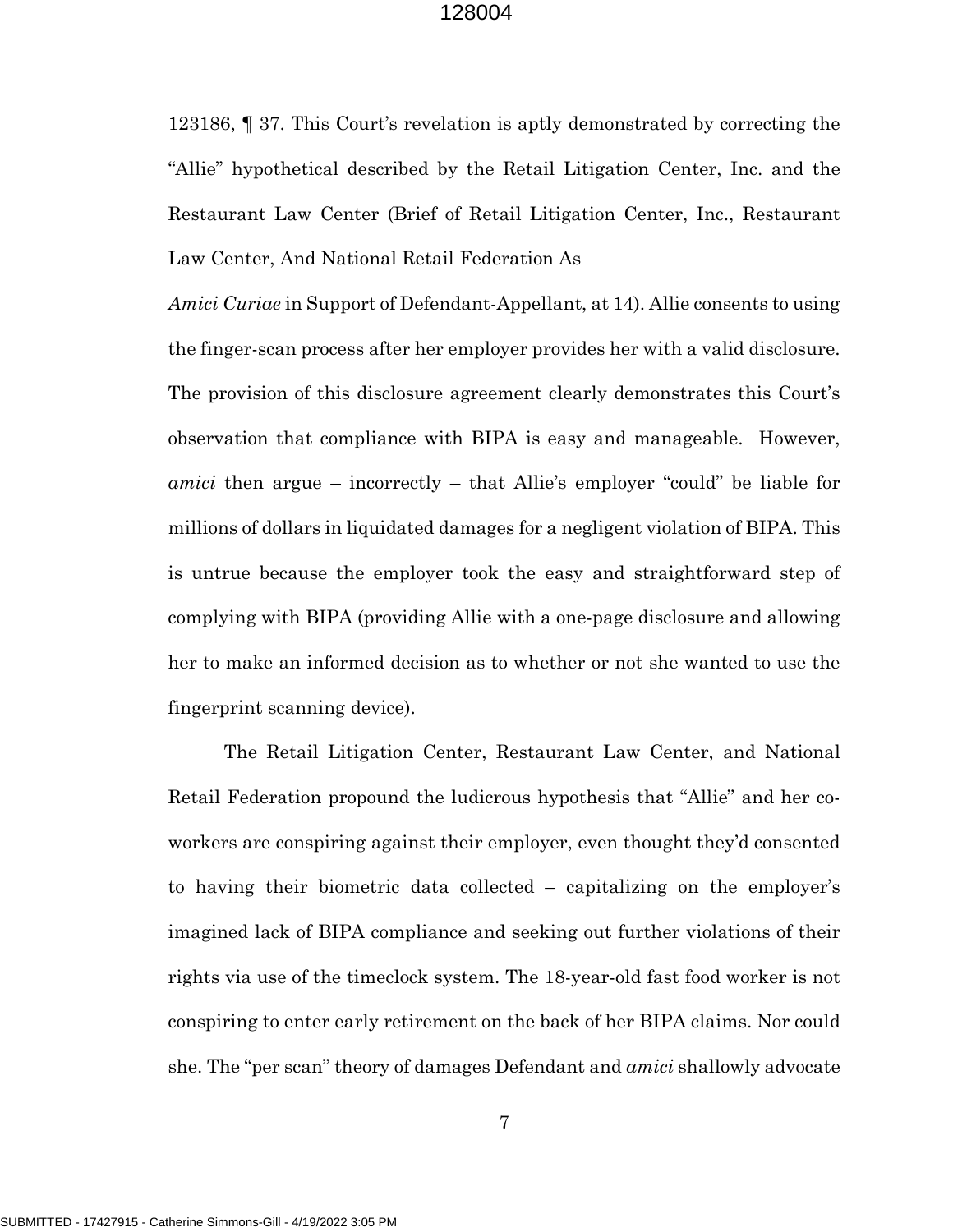123186, ¶ 37. This Court's revelation is aptly demonstrated by correcting the "Allie" hypothetical described by the Retail Litigation Center, Inc. and the Restaurant Law Center (Brief of Retail Litigation Center, Inc., Restaurant Law Center, And National Retail Federation As *Amici Curiae* in Support of Defendant-Appellant, at 14). Allie consents to using the finger-scan process after her employer provides her with a valid disclosure. The provision of this disclosure agreement clearly demonstrates this Court's observation that compliance with BIPA is easy and manageable. However, *amici* then argue – incorrectly – that Allie's employer "could" be liable for millions of dollars in liquidated damages for a negligent violation of BIPA. This is untrue because the employer took the easy and straightforward step of complying with BIPA (providing Allie with a one-page disclosure and allowing her to make an informed decision as to whether or not she wanted to use the fingerprint scanning device).

The Retail Litigation Center, Restaurant Law Center, and National Retail Federation propound the ludicrous hypothesis that "Allie" and her co-workers are conspiring against their employer, even thought they'd consented to having their biometric data collected – capitalizing on the employer's imagined lack of BIPA compliance and seeking out further violations of their rights via use of the timeclock system. The 18-year-old fast food worker is not conspiring to enter early retirement on the back of her BIPA claims. Nor could she. The "per scan" theory of damages Defendant and *amici* shallowly advocate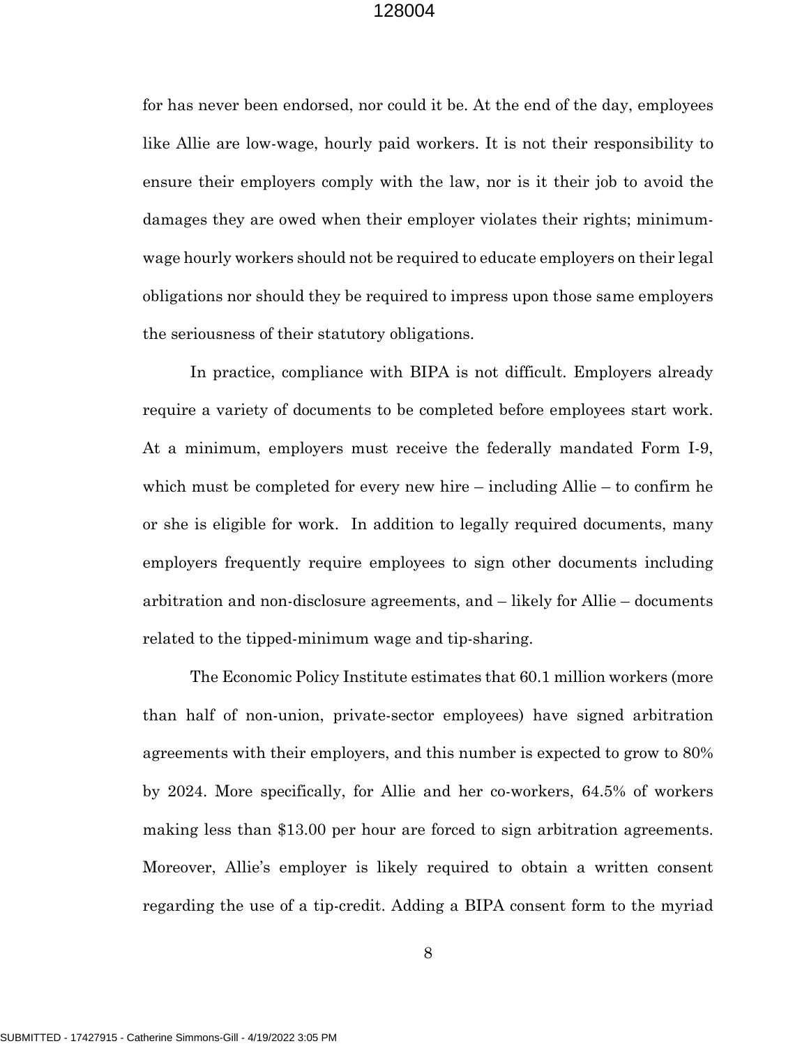for has never been endorsed, nor could it be. At the end of the day, employees like Allie are low-wage, hourly paid workers. It is not their responsibility to ensure their employers comply with the law, nor is it their job to avoid the damages they are owed when their employer violates their rights; minimum-wage hourly workers should not be required to educate employers on their legal obligations nor should they be required to impress upon those same employers the seriousness of their statutory obligations.

In practice, compliance with BIPA is not difficult. Employers already require a variety of documents to be completed before employees start work. At a minimum, employers must receive the federally mandated Form I-9, which must be completed for every new hire – including Allie – to confirm he or she is eligible for work. In addition to legally required documents, many employers frequently require employees to sign other documents including arbitration and non-disclosure agreements, and – likely for Allie – documents related to the tipped-minimum wage and tip-sharing.

The Economic Policy Institute estimates that 60.1 million workers (more than half of non-union, private-sector employees) have signed arbitration agreements with their employers, and this number is expected to grow to 80% by 2024. More specifically, for Allie and her co-workers, 64.5% of workers making less than $13.00 per hour are forced to sign arbitration agreements. Moreover, Allie's employer is likely required to obtain a written consent regarding the use of a tip-credit. Adding a BIPA consent form to the myriad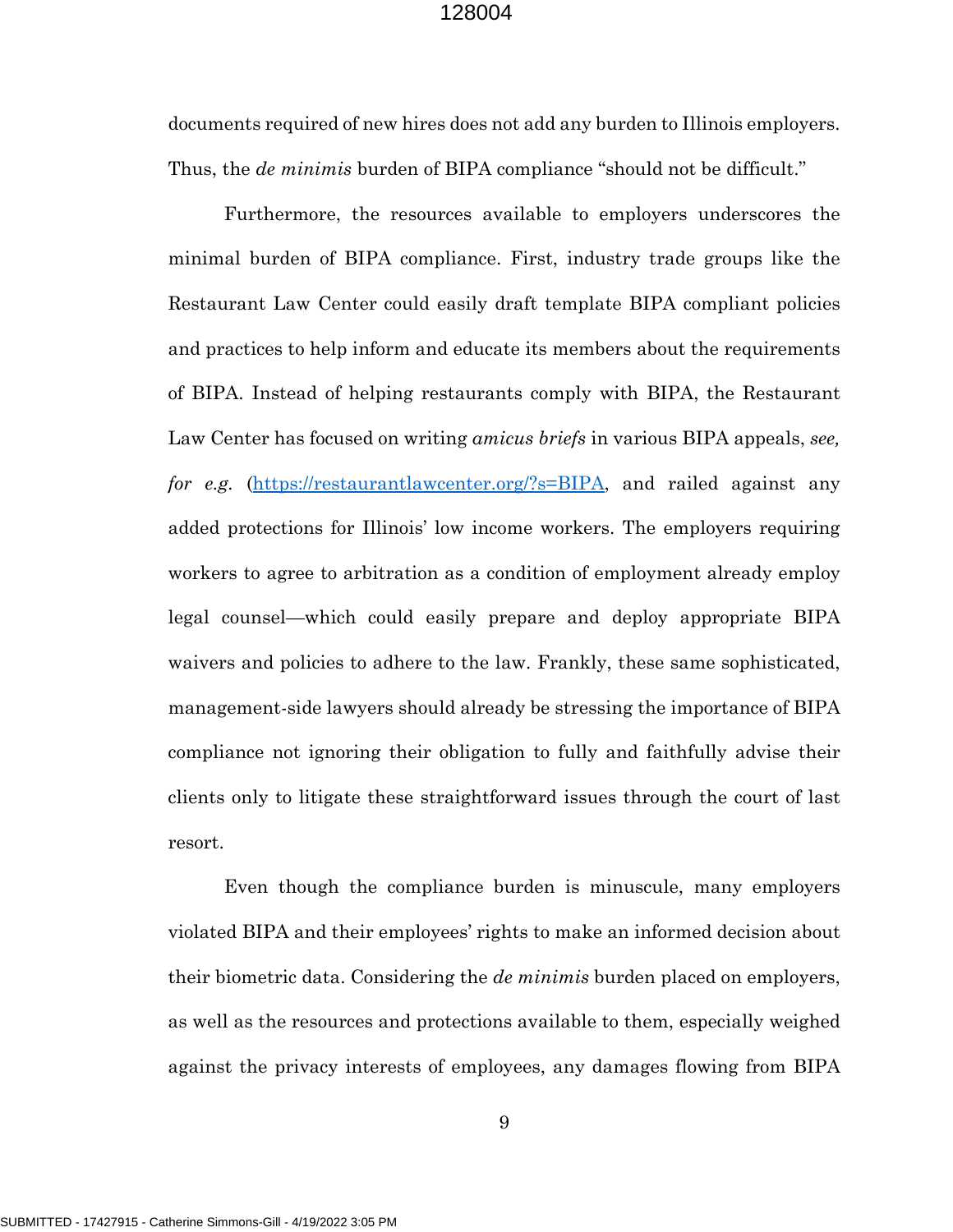documents required of new hires does not add any burden to Illinois employers. Thus, the *de minimis* burden of BIPA compliance "should not be difficult."

Furthermore, the resources available to employers underscores the minimal burden of BIPA compliance. First, industry trade groups like the Restaurant Law Center could easily draft template BIPA compliant policies and practices to help inform and educate its members about the requirements of BIPA. Instead of helping restaurants comply with BIPA, the Restaurant Law Center has focused on writing *amicus briefs* in various BIPA appeals, *see, for e.g.* (https://restaurantlawcenter.org/?s=BIPA, and railed against any added protections for Illinois' low income workers. The employers requiring workers to agree to arbitration as a condition of employment already employ legal counsel—which could easily prepare and deploy appropriate BIPA waivers and policies to adhere to the law. Frankly, these same sophisticated, management-side lawyers should already be stressing the importance of BIPA compliance not ignoring their obligation to fully and faithfully advise their clients only to litigate these straightforward issues through the court of last resort.

Even though the compliance burden is minuscule, many employers violated BIPA and their employees' rights to make an informed decision about their biometric data. Considering the *de minimis* burden placed on employers, as well as the resources and protections available to them, especially weighed against the privacy interests of employees, any damages flowing from BIPA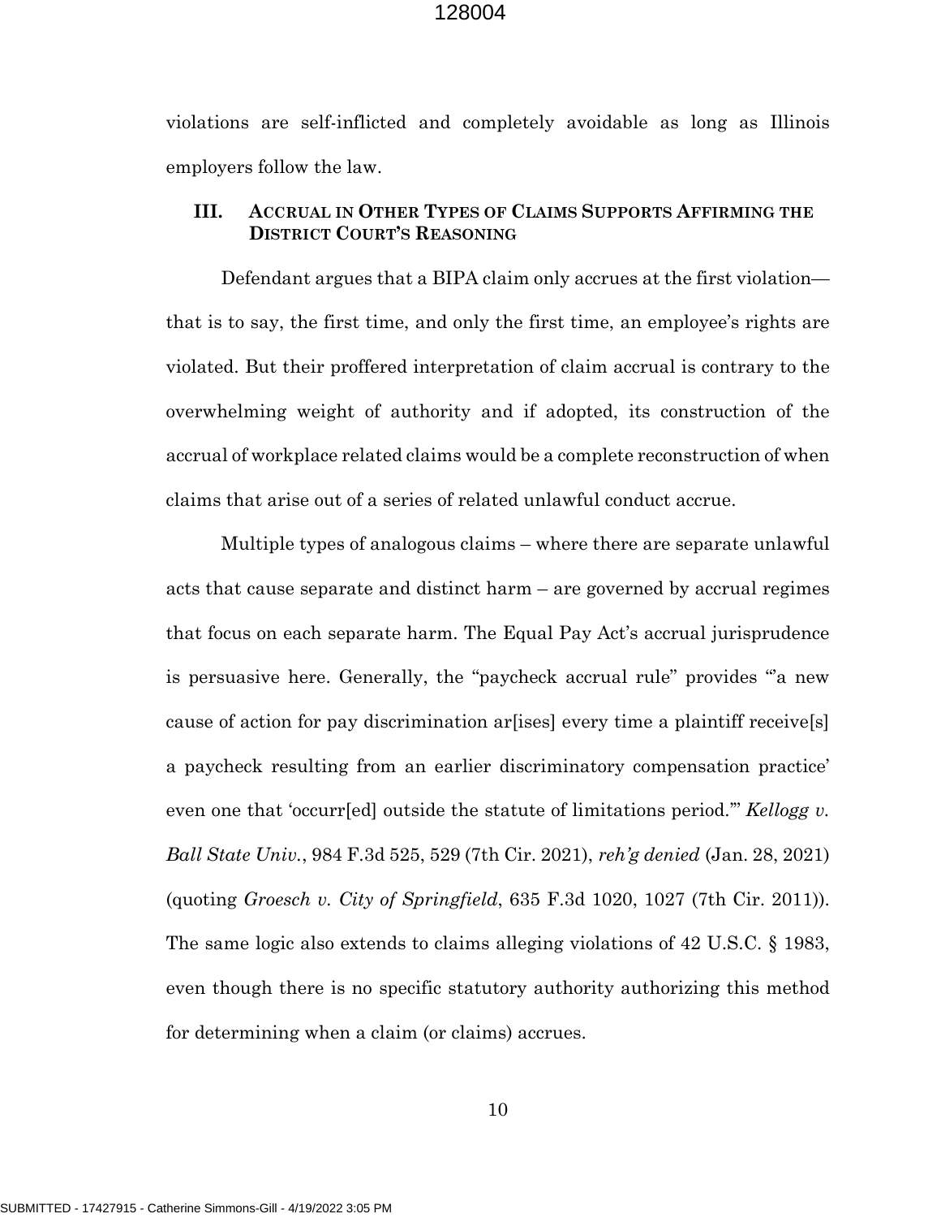violations are self-inflicted and completely avoidable as long as Illinois employers follow the law.

### III. ACCRUAL IN OTHER TYPES OF CLAIMS SUPPORTS AFFIRMING THE DISTRICT COURT'S REASONING

Defendant argues that a BIPA claim only accrues at the first violation—that is to say, the first time, and only the first time, an employee's rights are violated. But their proffered interpretation of claim accrual is contrary to the overwhelming weight of authority and if adopted, its construction of the accrual of workplace related claims would be a complete reconstruction of when claims that arise out of a series of related unlawful conduct accrue.

Multiple types of analogous claims – where there are separate unlawful acts that cause separate and distinct harm – are governed by accrual regimes that focus on each separate harm. The Equal Pay Act's accrual jurisprudence is persuasive here. Generally, the "paycheck accrual rule" provides "'a new cause of action for pay discrimination ar[ises] every time a plaintiff receive[s] a paycheck resulting from an earlier discriminatory compensation practice' even one that 'occurr[ed] outside the statute of limitations period.'" *Kellogg v. Ball State Univ.*, 984 F.3d 525, 529 (7th Cir. 2021), *reh'g denied* (Jan. 28, 2021) (quoting *Groesch v. City of Springfield*, 635 F.3d 1020, 1027 (7th Cir. 2011)). The same logic also extends to claims alleging violations of 42 U.S.C. § 1983, even though there is no specific statutory authority authorizing this method for determining when a claim (or claims) accrues.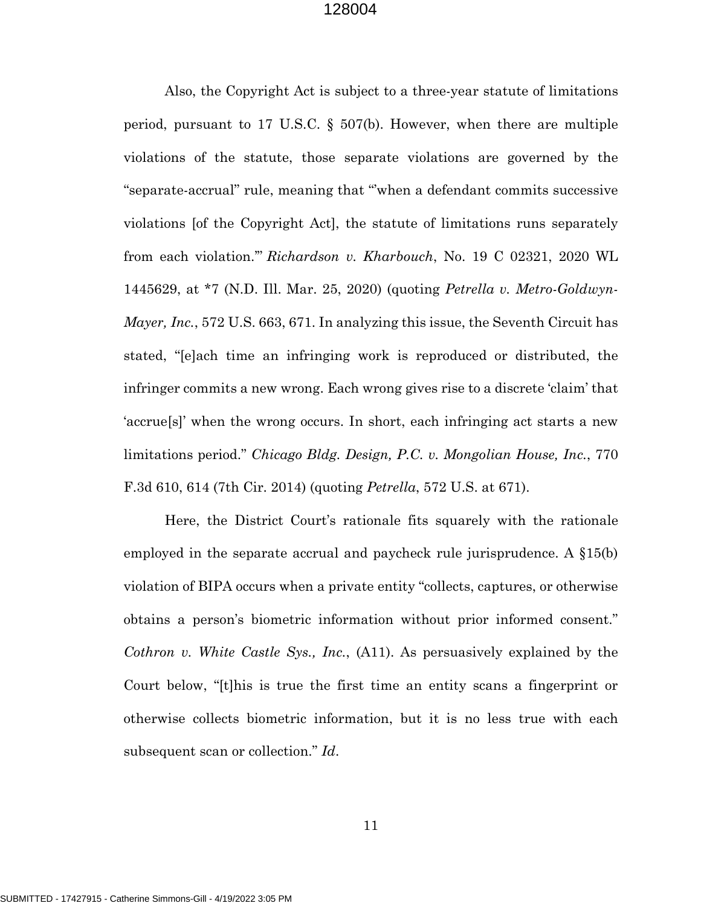Also, the Copyright Act is subject to a three-year statute of limitations period, pursuant to 17 U.S.C. § 507(b). However, when there are multiple violations of the statute, those separate violations are governed by the "separate-accrual" rule, meaning that "'when a defendant commits successive violations [of the Copyright Act], the statute of limitations runs separately from each violation.'" *Richardson v. Kharbouch*, No. 19 C 02321, 2020 WL 1445629, at *7 (N.D. Ill. Mar. 25, 2020) (quoting *Petrella v. Metro-Goldwyn-Mayer, Inc.*, 572 U.S. 663, 671. In analyzing this issue, the Seventh Circuit has stated, "[e]ach time an infringing work is reproduced or distributed, the infringer commits a new wrong. Each wrong gives rise to a discrete 'claim' that 'accrue[s]' when the wrong occurs. In short, each infringing act starts a new limitations period." *Chicago Bldg. Design, P.C. v. Mongolian House, Inc.*, 770 F.3d 610, 614 (7th Cir. 2014) (quoting *Petrella*, 572 U.S. at 671).

Here, the District Court's rationale fits squarely with the rationale employed in the separate accrual and paycheck rule jurisprudence. A §15(b) violation of BIPA occurs when a private entity "collects, captures, or otherwise obtains a person's biometric information without prior informed consent." *Cothron v. White Castle Sys., Inc.*, (A11). As persuasively explained by the Court below, "[t]his is true the first time an entity scans a fingerprint or otherwise collects biometric information, but it is no less true with each subsequent scan or collection." *Id*.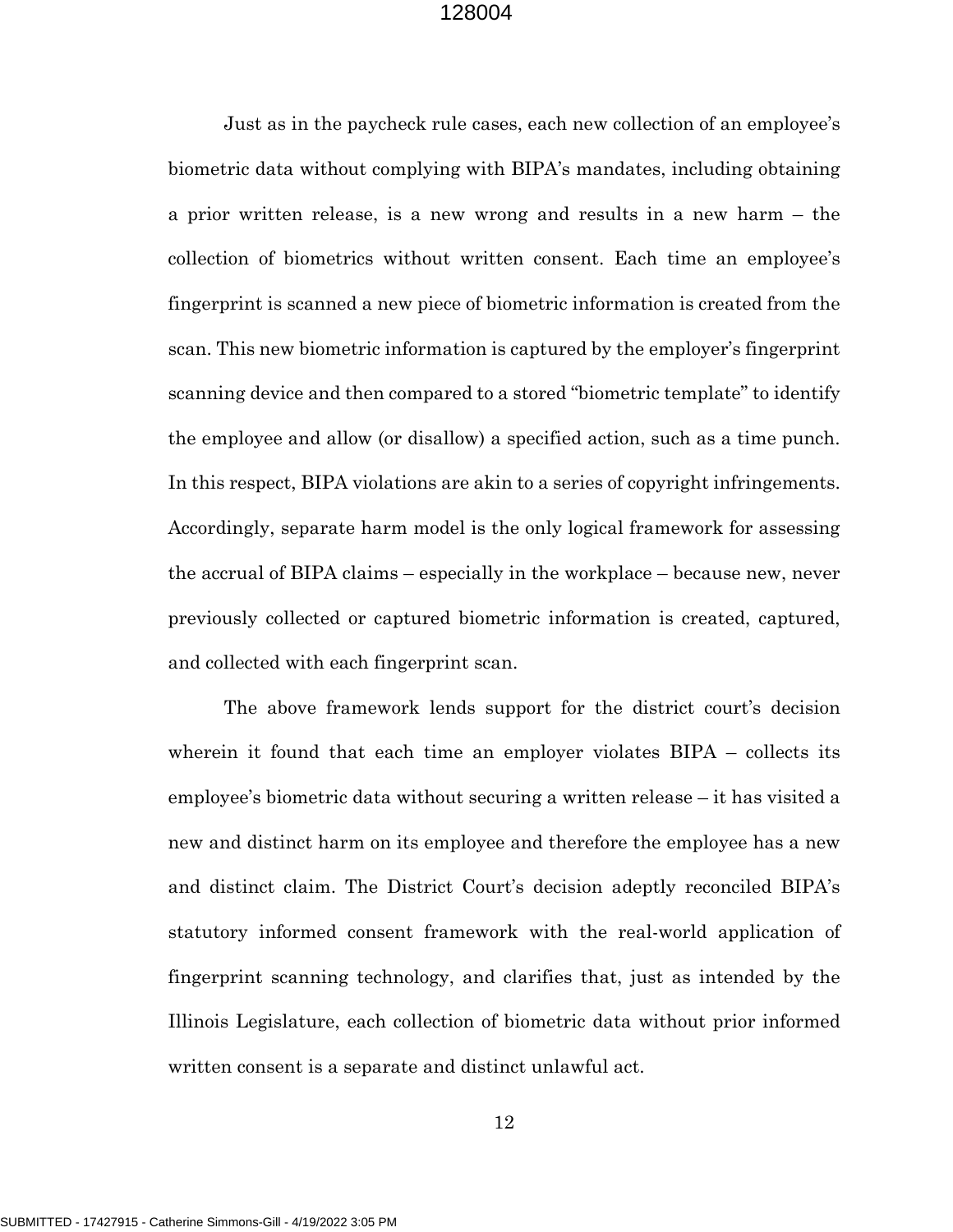Just as in the paycheck rule cases, each new collection of an employee's biometric data without complying with BIPA's mandates, including obtaining a prior written release, is a new wrong and results in a new harm – the collection of biometrics without written consent. Each time an employee's fingerprint is scanned a new piece of biometric information is created from the scan. This new biometric information is captured by the employer's fingerprint scanning device and then compared to a stored "biometric template" to identify the employee and allow (or disallow) a specified action, such as a time punch. In this respect, BIPA violations are akin to a series of copyright infringements. Accordingly, separate harm model is the only logical framework for assessing the accrual of BIPA claims – especially in the workplace – because new, never previously collected or captured biometric information is created, captured, and collected with each fingerprint scan.

The above framework lends support for the district court's decision wherein it found that each time an employer violates BIPA – collects its employee's biometric data without securing a written release – it has visited a new and distinct harm on its employee and therefore the employee has a new and distinct claim. The District Court's decision adeptly reconciled BIPA's statutory informed consent framework with the real-world application of fingerprint scanning technology, and clarifies that, just as intended by the Illinois Legislature, each collection of biometric data without prior informed written consent is a separate and distinct unlawful act.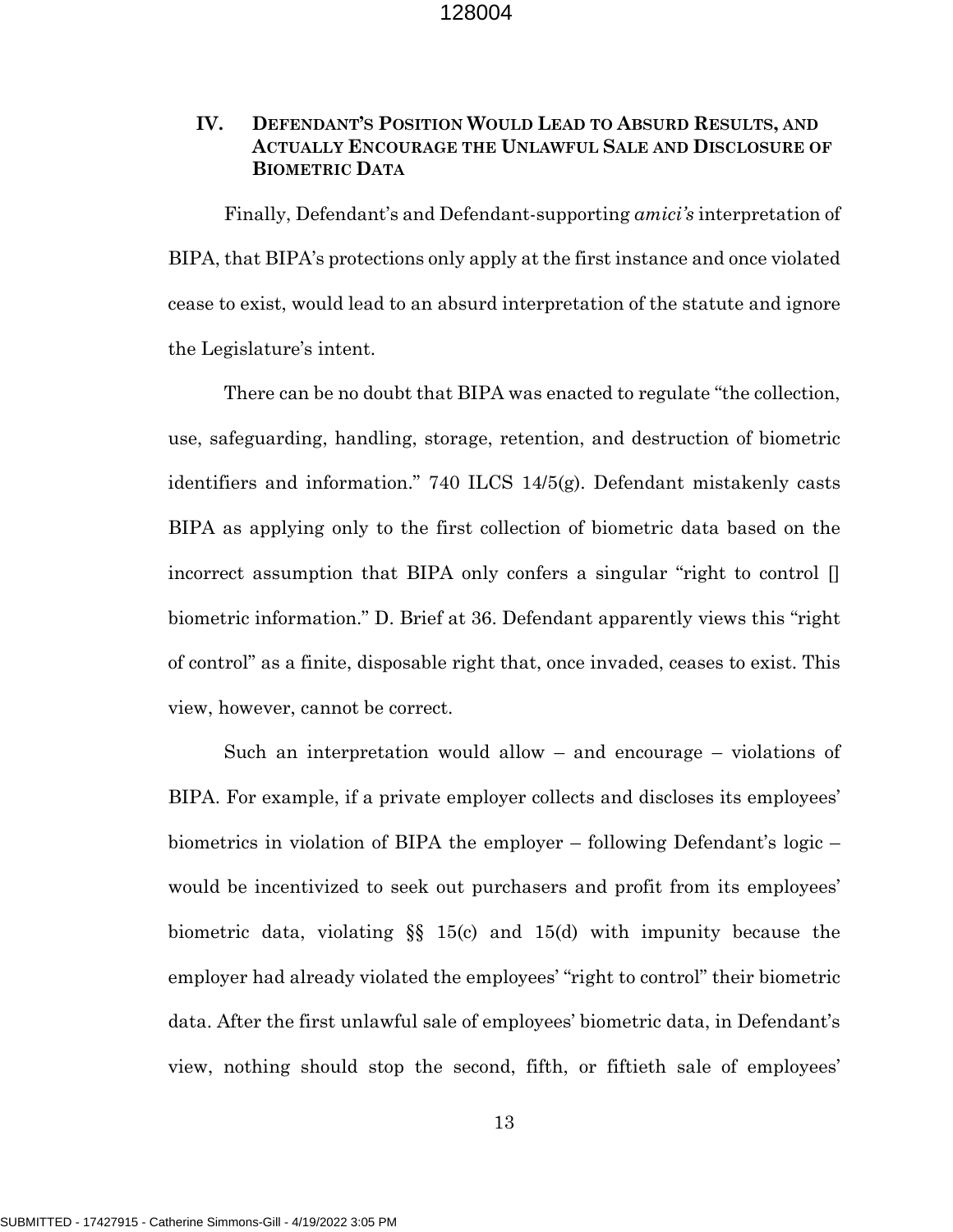## IV. DEFENDANT'S POSITION WOULD LEAD TO ABSURD RESULTS, AND ACTUALLY ENCOURAGE THE UNLAWFUL SALE AND DISCLOSURE OF BIOMETRIC DATA

Finally, Defendant's and Defendant-supporting *amici's* interpretation of BIPA, that BIPA's protections only apply at the first instance and once violated cease to exist, would lead to an absurd interpretation of the statute and ignore the Legislature's intent.

There can be no doubt that BIPA was enacted to regulate "the collection, use, safeguarding, handling, storage, retention, and destruction of biometric identifiers and information." 740 ILCS 14/5(g). Defendant mistakenly casts BIPA as applying only to the first collection of biometric data based on the incorrect assumption that BIPA only confers a singular "right to control [] biometric information." D. Brief at 36. Defendant apparently views this "right of control" as a finite, disposable right that, once invaded, ceases to exist. This view, however, cannot be correct.

Such an interpretation would allow – and encourage – violations of BIPA. For example, if a private employer collects and discloses its employees' biometrics in violation of BIPA the employer – following Defendant's logic – would be incentivized to seek out purchasers and profit from its employees' biometric data, violating §§ 15(c) and 15(d) with impunity because the employer had already violated the employees' "right to control" their biometric data. After the first unlawful sale of employees' biometric data, in Defendant's view, nothing should stop the second, fifth, or fiftieth sale of employees'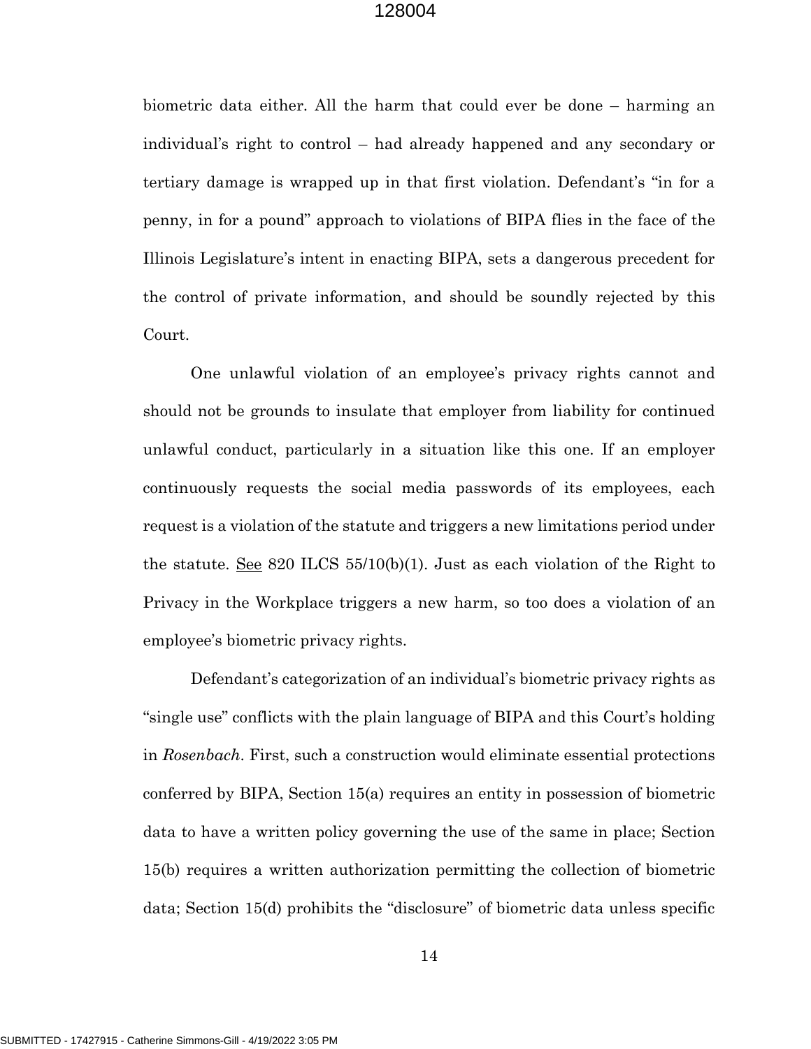biometric data either. All the harm that could ever be done – harming an individual's right to control – had already happened and any secondary or tertiary damage is wrapped up in that first violation. Defendant's "in for a penny, in for a pound" approach to violations of BIPA flies in the face of the Illinois Legislature's intent in enacting BIPA, sets a dangerous precedent for the control of private information, and should be soundly rejected by this Court.

One unlawful violation of an employee's privacy rights cannot and should not be grounds to insulate that employer from liability for continued unlawful conduct, particularly in a situation like this one. If an employer continuously requests the social media passwords of its employees, each request is a violation of the statute and triggers a new limitations period under the statute. See 820 ILCS 55/10(b)(1). Just as each violation of the Right to Privacy in the Workplace triggers a new harm, so too does a violation of an employee's biometric privacy rights.

Defendant's categorization of an individual's biometric privacy rights as "single use" conflicts with the plain language of BIPA and this Court's holding in *Rosenbach*. First, such a construction would eliminate essential protections conferred by BIPA, Section 15(a) requires an entity in possession of biometric data to have a written policy governing the use of the same in place; Section 15(b) requires a written authorization permitting the collection of biometric data; Section 15(d) prohibits the "disclosure" of biometric data unless specific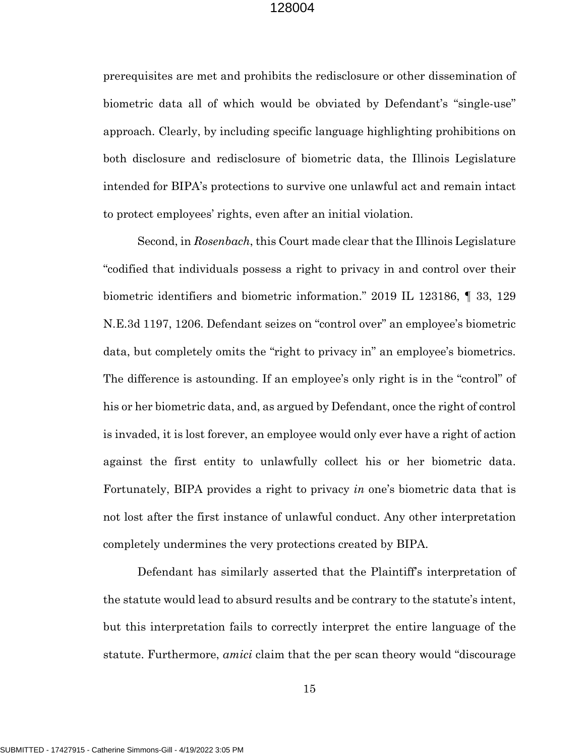prerequisites are met and prohibits the redisclosure or other dissemination of biometric data all of which would be obviated by Defendant's "single-use" approach. Clearly, by including specific language highlighting prohibitions on both disclosure and redisclosure of biometric data, the Illinois Legislature intended for BIPA's protections to survive one unlawful act and remain intact to protect employees' rights, even after an initial violation.

Second, in *Rosenbach*, this Court made clear that the Illinois Legislature "codified that individuals possess a right to privacy in and control over their biometric identifiers and biometric information." 2019 IL 123186, ¶ 33, 129 N.E.3d 1197, 1206. Defendant seizes on "control over" an employee's biometric data, but completely omits the "right to privacy in" an employee's biometrics. The difference is astounding. If an employee's only right is in the "control" of his or her biometric data, and, as argued by Defendant, once the right of control is invaded, it is lost forever, an employee would only ever have a right of action against the first entity to unlawfully collect his or her biometric data. Fortunately, BIPA provides a right to privacy *in* one's biometric data that is not lost after the first instance of unlawful conduct. Any other interpretation completely undermines the very protections created by BIPA.

Defendant has similarly asserted that the Plaintiff's interpretation of the statute would lead to absurd results and be contrary to the statute's intent, but this interpretation fails to correctly interpret the entire language of the statute. Furthermore, *amici* claim that the per scan theory would "discourage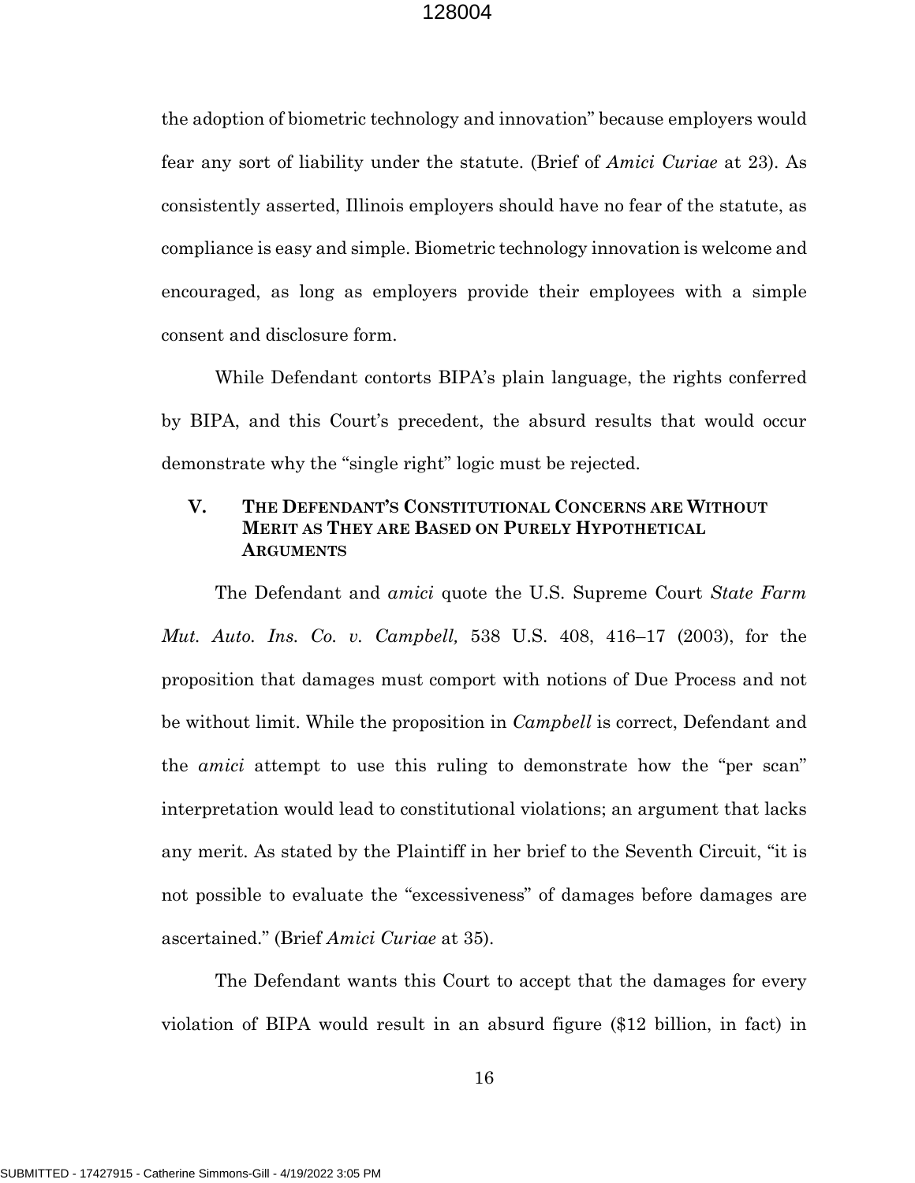the adoption of biometric technology and innovation" because employers would fear any sort of liability under the statute. (Brief of *Amici Curiae* at 23). As consistently asserted, Illinois employers should have no fear of the statute, as compliance is easy and simple. Biometric technology innovation is welcome and encouraged, as long as employers provide their employees with a simple consent and disclosure form.

While Defendant contorts BIPA's plain language, the rights conferred by BIPA, and this Court's precedent, the absurd results that would occur demonstrate why the "single right" logic must be rejected.

## V. THE DEFENDANT'S CONSTITUTIONAL CONCERNS ARE WITHOUT MERIT AS THEY ARE BASED ON PURELY HYPOTHETICAL ARGUMENTS

The Defendant and *amici* quote the U.S. Supreme Court *State Farm Mut. Auto. Ins. Co. v. Campbell,* 538 U.S. 408, 416–17 (2003), for the proposition that damages must comport with notions of Due Process and not be without limit. While the proposition in *Campbell* is correct, Defendant and the *amici* attempt to use this ruling to demonstrate how the "per scan" interpretation would lead to constitutional violations; an argument that lacks any merit. As stated by the Plaintiff in her brief to the Seventh Circuit, "it is not possible to evaluate the "excessiveness" of damages before damages are ascertained." (Brief *Amici Curiae* at 35).

The Defendant wants this Court to accept that the damages for every violation of BIPA would result in an absurd figure ($12 billion, in fact) in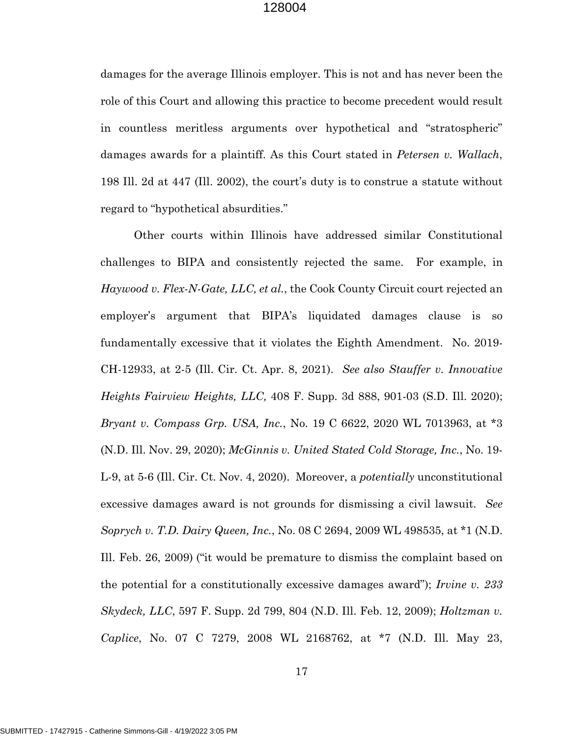damages for the average Illinois employer. This is not and has never been the role of this Court and allowing this practice to become precedent would result in countless meritless arguments over hypothetical and "stratospheric" damages awards for a plaintiff. As this Court stated in *Petersen v. Wallach*, 198 Ill. 2d at 447 (Ill. 2002), the court's duty is to construe a statute without regard to "hypothetical absurdities."

Other courts within Illinois have addressed similar Constitutional challenges to BIPA and consistently rejected the same. For example, in *Haywood v. Flex-N-Gate, LLC, et al.*, the Cook County Circuit court rejected an employer's argument that BIPA's liquidated damages clause is so fundamentally excessive that it violates the Eighth Amendment. No. 2019-CH-12933, at 2-5 (Ill. Cir. Ct. Apr. 8, 2021). *See also Stauffer v. Innovative Heights Fairview Heights, LLC,* 408 F. Supp. 3d 888, 901-03 (S.D. Ill. 2020); *Bryant v. Compass Grp. USA, Inc.*, No. 19 C 6622, 2020 WL 7013963, at *3 (N.D. Ill. Nov. 29, 2020); *McGinnis v. United Stated Cold Storage, Inc.*, No. 19-L-9, at 5-6 (Ill. Cir. Ct. Nov. 4, 2020). Moreover, a *potentially* unconstitutional excessive damages award is not grounds for dismissing a civil lawsuit. *See Soprych v. T.D. Dairy Queen, Inc.*, No. 08 C 2694, 2009 WL 498535, at *1 (N.D. Ill. Feb. 26, 2009) ("it would be premature to dismiss the complaint based on the potential for a constitutionally excessive damages award"); *Irvine v. 233 Skydeck, LLC*, 597 F. Supp. 2d 799, 804 (N.D. Ill. Feb. 12, 2009); *Holtzman v. Caplice*, No. 07 C 7279, 2008 WL 2168762, at *7 (N.D. Ill. May 23,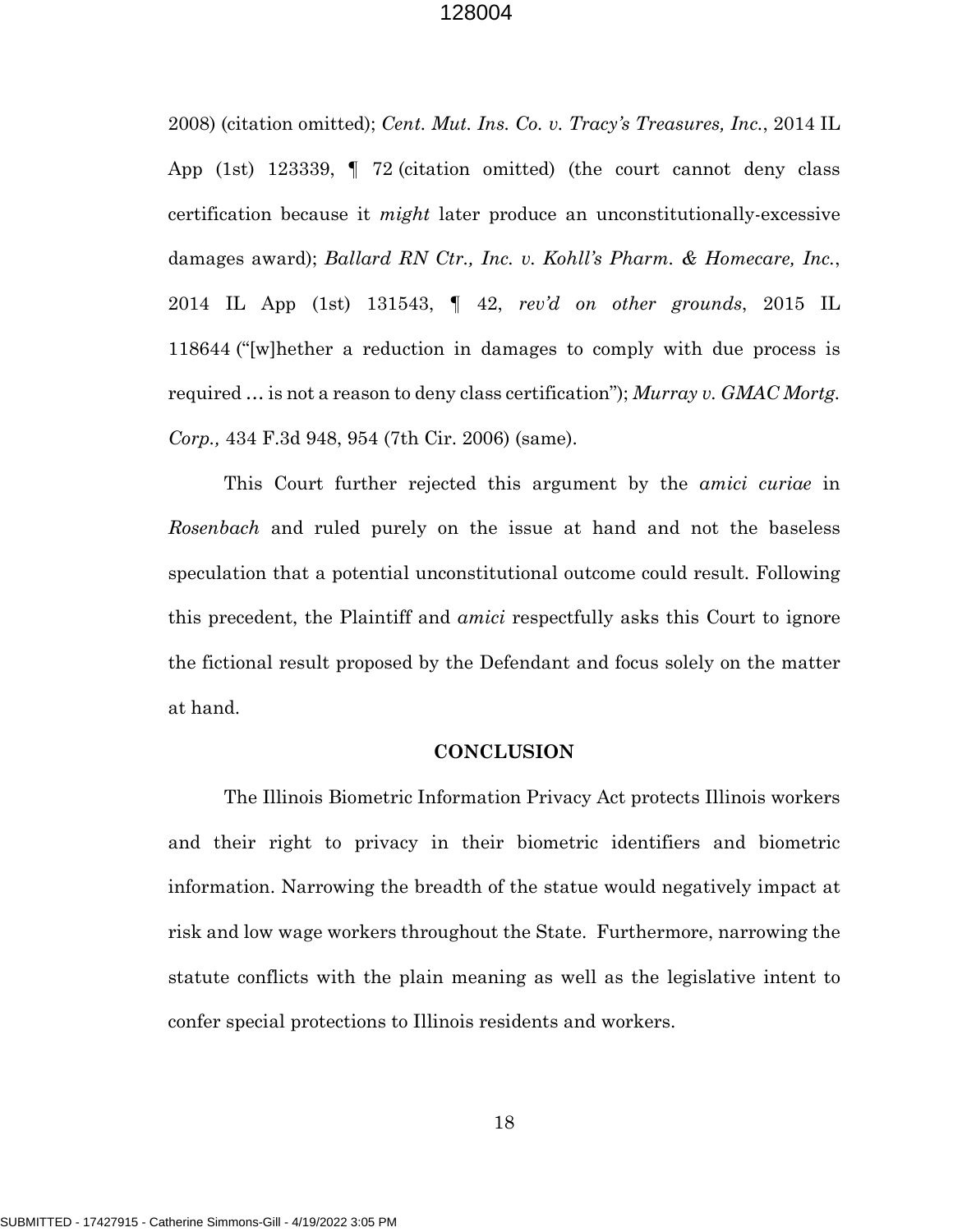2008) (citation omitted); *Cent. Mut. Ins. Co. v. Tracy's Treasures, Inc.*, 2014 IL App (1st) 123339, ¶ 72 (citation omitted) (the court cannot deny class certification because it *might* later produce an unconstitutionally-excessive damages award); *Ballard RN Ctr., Inc. v. Kohll's Pharm. & Homecare, Inc.*, 2014 IL App (1st) 131543, ¶ 42, *rev'd on other grounds*, 2015 IL 118644 ("[w]hether a reduction in damages to comply with due process is required … is not a reason to deny class certification"); *Murray v. GMAC Mortg. Corp.,* 434 F.3d 948, 954 (7th Cir. 2006) (same).

This Court further rejected this argument by the *amici curiae* in *Rosenbach* and ruled purely on the issue at hand and not the baseless speculation that a potential unconstitutional outcome could result. Following this precedent, the Plaintiff and *amici* respectfully asks this Court to ignore the fictional result proposed by the Defendant and focus solely on the matter at hand.

## CONCLUSION

The Illinois Biometric Information Privacy Act protects Illinois workers and their right to privacy in their biometric identifiers and biometric information. Narrowing the breadth of the statue would negatively impact at risk and low wage workers throughout the State. Furthermore, narrowing the statute conflicts with the plain meaning as well as the legislative intent to confer special protections to Illinois residents and workers.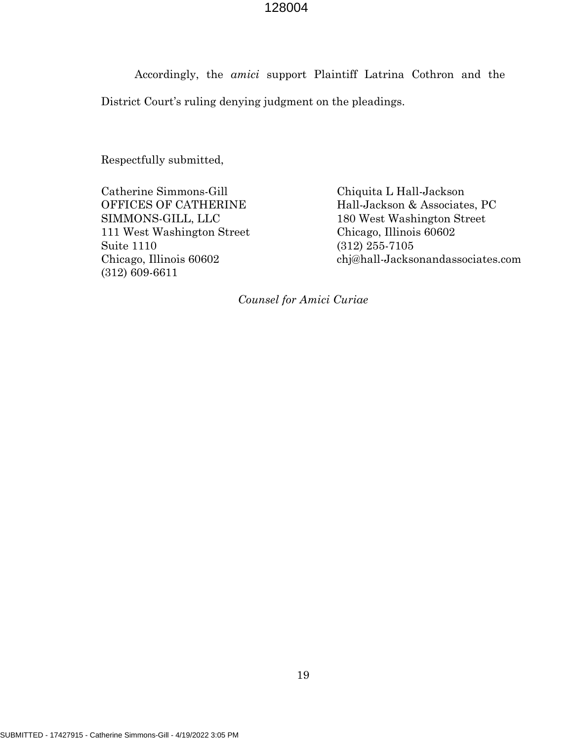Accordingly, the *amici* support Plaintiff Latrina Cothron and the District Court's ruling denying judgment on the pleadings.

Respectfully submitted,

Catherine Simmons-Gill
OFFICES OF CATHERINE SIMMONS-GILL, LLC
111 West Washington Street
Suite 1110
Chicago, Illinois 60602
(312) 609-6611

Chiquita L Hall-Jackson
Hall-Jackson & Associates, PC
180 West Washington Street
Chicago, Illinois 60602
(312) 255-7105
chj@hall-Jacksonandassociates.com

*Counsel for Amici Curiae*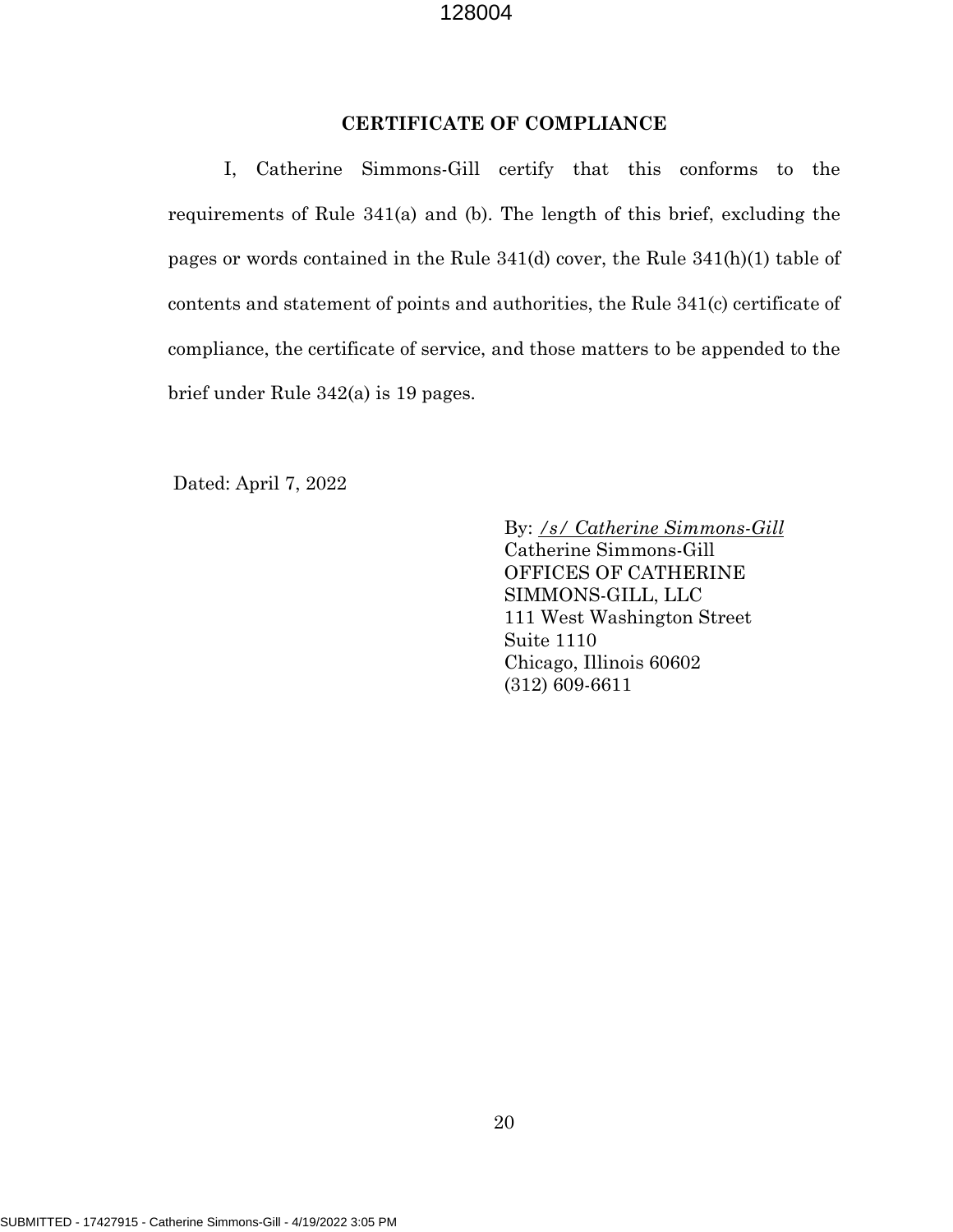## CERTIFICATE OF COMPLIANCE

I, Catherine Simmons-Gill certify that this conforms to the requirements of Rule 341(a) and (b). The length of this brief, excluding the pages or words contained in the Rule 341(d) cover, the Rule 341(h)(1) table of contents and statement of points and authorities, the Rule 341(c) certificate of compliance, the certificate of service, and those matters to be appended to the brief under Rule 342(a) is 19 pages.

Dated: April 7, 2022

By: *__/s/ Catherine Simmons-Gill__*
Catherine Simmons-Gill
OFFICES OF CATHERINE SIMMONS-GILL, LLC
111 West Washington Street
Suite 1110
Chicago, Illinois 60602
(312) 609-6611